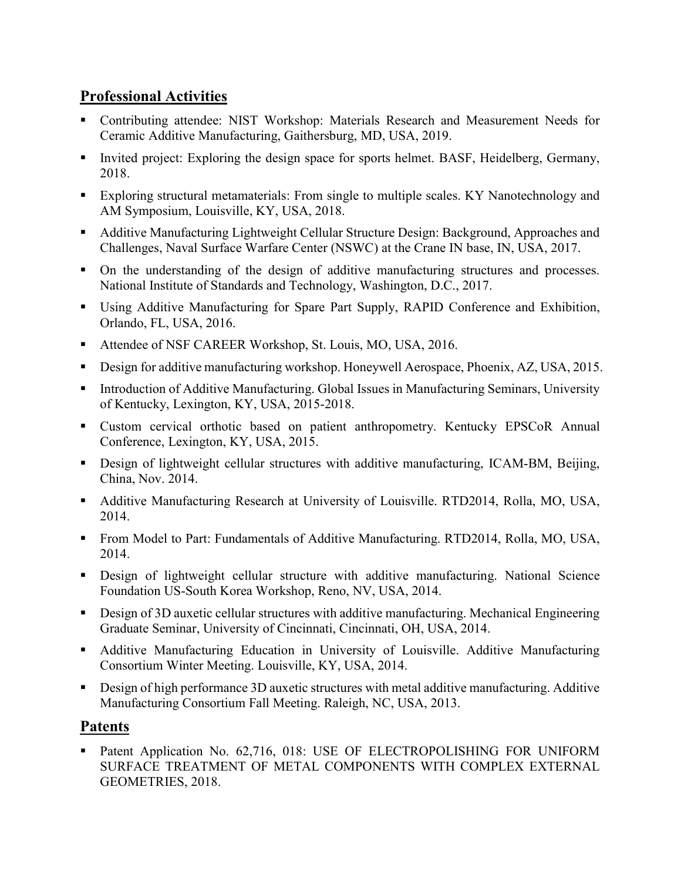## Professional Activities

- Contributing attendee: NIST Workshop: Materials Research and Measurement Needs for Ceramic Additive Manufacturing, Gaithersburg, MD, USA, 2019.
- Invited project: Exploring the design space for sports helmet. BASF, Heidelberg, Germany, 2018.
- Exploring structural metamaterials: From single to multiple scales. KY Nanotechnology and AM Symposium, Louisville, KY, USA, 2018.
- Additive Manufacturing Lightweight Cellular Structure Design: Background, Approaches and Challenges, Naval Surface Warfare Center (NSWC) at the Crane IN base, IN, USA, 2017.
- On the understanding of the design of additive manufacturing structures and processes. National Institute of Standards and Technology, Washington, D.C., 2017.
- Using Additive Manufacturing for Spare Part Supply, RAPID Conference and Exhibition, Orlando, FL, USA, 2016.
- Attendee of NSF CAREER Workshop, St. Louis, MO, USA, 2016.
- Design for additive manufacturing workshop. Honeywell Aerospace, Phoenix, AZ, USA, 2015.
- Introduction of Additive Manufacturing. Global Issues in Manufacturing Seminars, University of Kentucky, Lexington, KY, USA, 2015-2018.
- Custom cervical orthotic based on patient anthropometry. Kentucky EPSCoR Annual Conference, Lexington, KY, USA, 2015.
- Design of lightweight cellular structures with additive manufacturing, ICAM-BM, Beijing, China, Nov. 2014.
- Additive Manufacturing Research at University of Louisville. RTD2014, Rolla, MO, USA, 2014.
- From Model to Part: Fundamentals of Additive Manufacturing. RTD2014, Rolla, MO, USA, 2014.
- Design of lightweight cellular structure with additive manufacturing. National Science Foundation US-South Korea Workshop, Reno, NV, USA, 2014.
- Design of 3D auxetic cellular structures with additive manufacturing. Mechanical Engineering Graduate Seminar, University of Cincinnati, Cincinnati, OH, USA, 2014.
- Additive Manufacturing Education in University of Louisville. Additive Manufacturing Consortium Winter Meeting. Louisville, KY, USA, 2014.
- Design of high performance 3D auxetic structures with metal additive manufacturing. Additive Manufacturing Consortium Fall Meeting. Raleigh, NC, USA, 2013.

## Patents

- Patent Application No. 62,716, 018: USE OF ELECTROPOLISHING FOR UNIFORM SURFACE TREATMENT OF METAL COMPONENTS WITH COMPLEX EXTERNAL GEOMETRIES, 2018.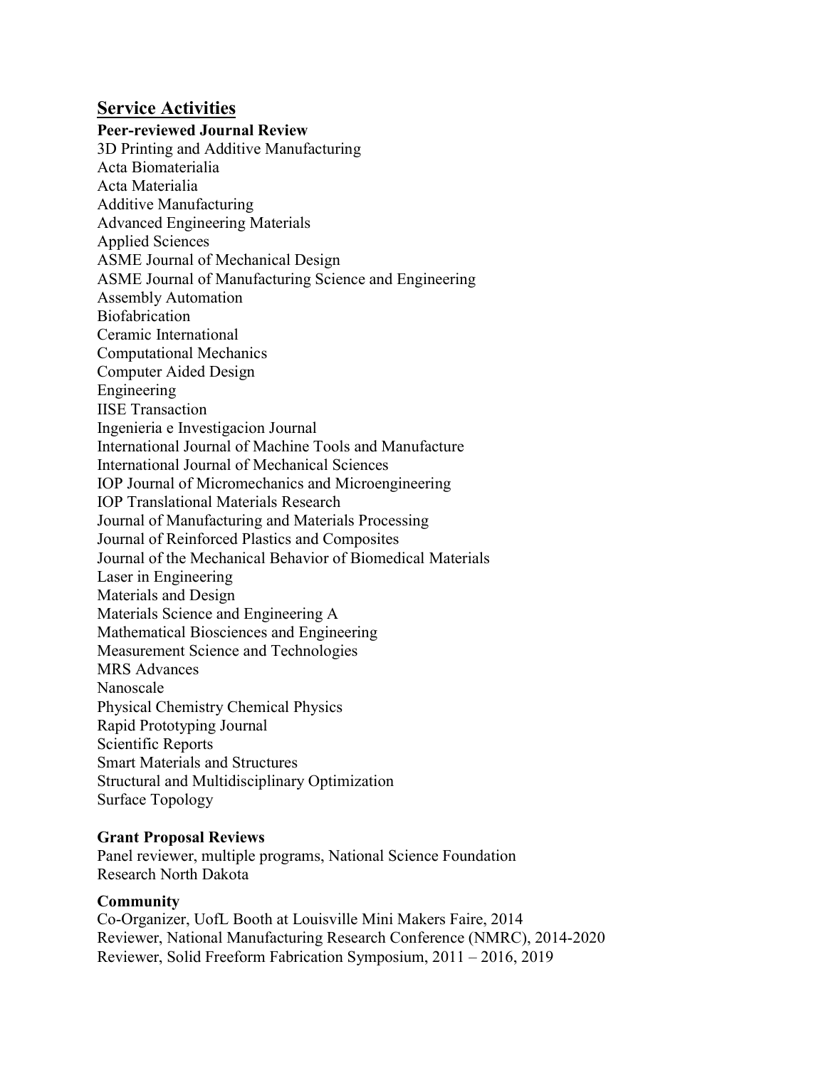## Service Activities

### Peer-reviewed Journal Review

3D Printing and Additive Manufacturing
Acta Biomaterialia
Acta Materialia
Additive Manufacturing
Advanced Engineering Materials
Applied Sciences
ASME Journal of Mechanical Design
ASME Journal of Manufacturing Science and Engineering
Assembly Automation
Biofabrication
Ceramic International
Computational Mechanics
Computer Aided Design
Engineering
IISE Transaction
Ingenieria e Investigacion Journal
International Journal of Machine Tools and Manufacture
International Journal of Mechanical Sciences
IOP Journal of Micromechanics and Microengineering
IOP Translational Materials Research
Journal of Manufacturing and Materials Processing
Journal of Reinforced Plastics and Composites
Journal of the Mechanical Behavior of Biomedical Materials
Laser in Engineering
Materials and Design
Materials Science and Engineering A
Mathematical Biosciences and Engineering
Measurement Science and Technologies
MRS Advances
Nanoscale
Physical Chemistry Chemical Physics
Rapid Prototyping Journal
Scientific Reports
Smart Materials and Structures
Structural and Multidisciplinary Optimization
Surface Topology

### Grant Proposal Reviews

Panel reviewer, multiple programs, National Science Foundation
Research North Dakota

### Community

Co-Organizer, UofL Booth at Louisville Mini Makers Faire, 2014
Reviewer, National Manufacturing Research Conference (NMRC), 2014-2020
Reviewer, Solid Freeform Fabrication Symposium, 2011 – 2016, 2019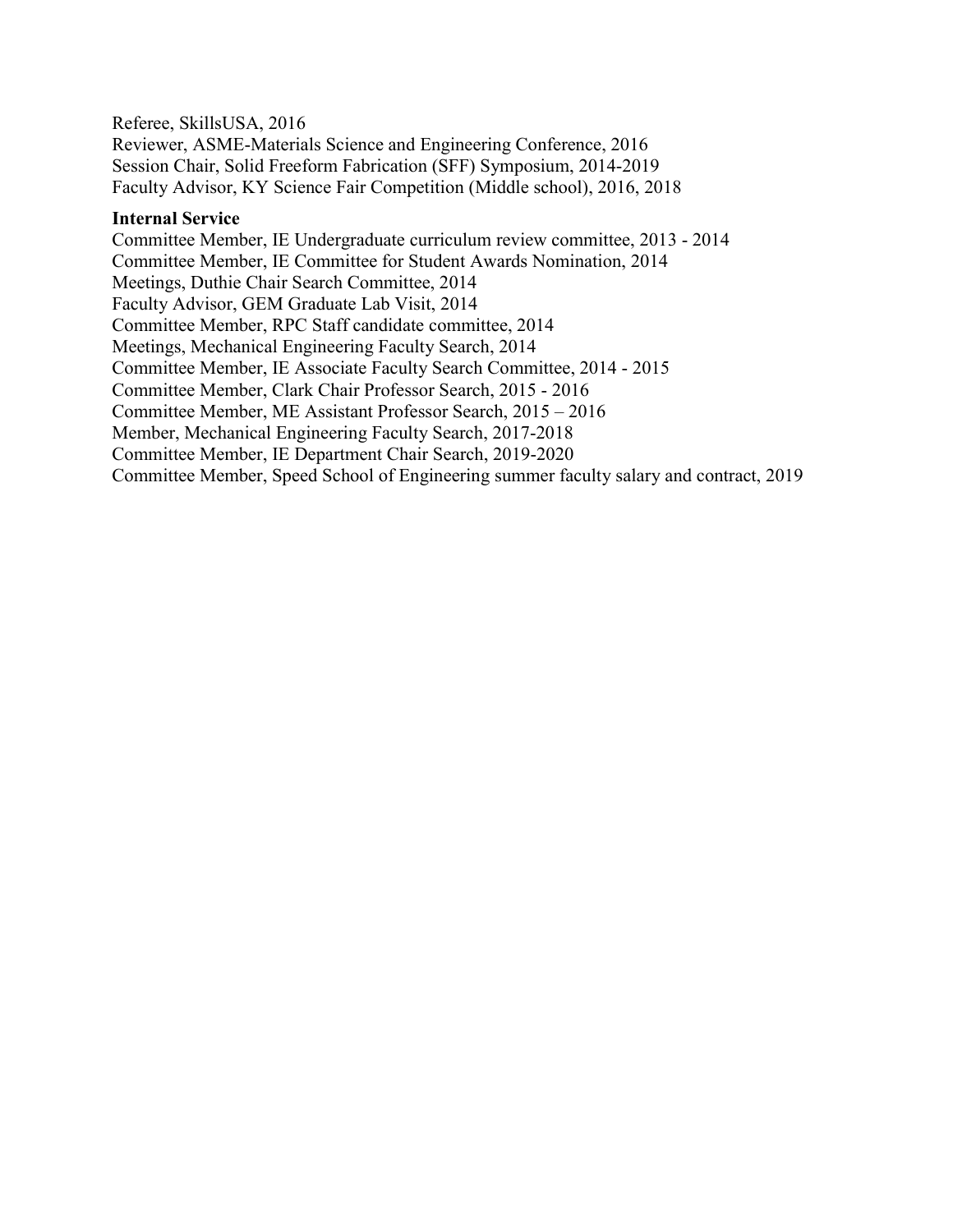Referee, SkillsUSA, 2016
Reviewer, ASME-Materials Science and Engineering Conference, 2016
Session Chair, Solid Freeform Fabrication (SFF) Symposium, 2014-2019
Faculty Advisor, KY Science Fair Competition (Middle school), 2016, 2018

**Internal Service**

Committee Member, IE Undergraduate curriculum review committee, 2013 - 2014
Committee Member, IE Committee for Student Awards Nomination, 2014
Meetings, Duthie Chair Search Committee, 2014
Faculty Advisor, GEM Graduate Lab Visit, 2014
Committee Member, RPC Staff candidate committee, 2014
Meetings, Mechanical Engineering Faculty Search, 2014
Committee Member, IE Associate Faculty Search Committee, 2014 - 2015
Committee Member, Clark Chair Professor Search, 2015 - 2016
Committee Member, ME Assistant Professor Search, 2015 – 2016
Member, Mechanical Engineering Faculty Search, 2017-2018
Committee Member, IE Department Chair Search, 2019-2020
Committee Member, Speed School of Engineering summer faculty salary and contract, 2019